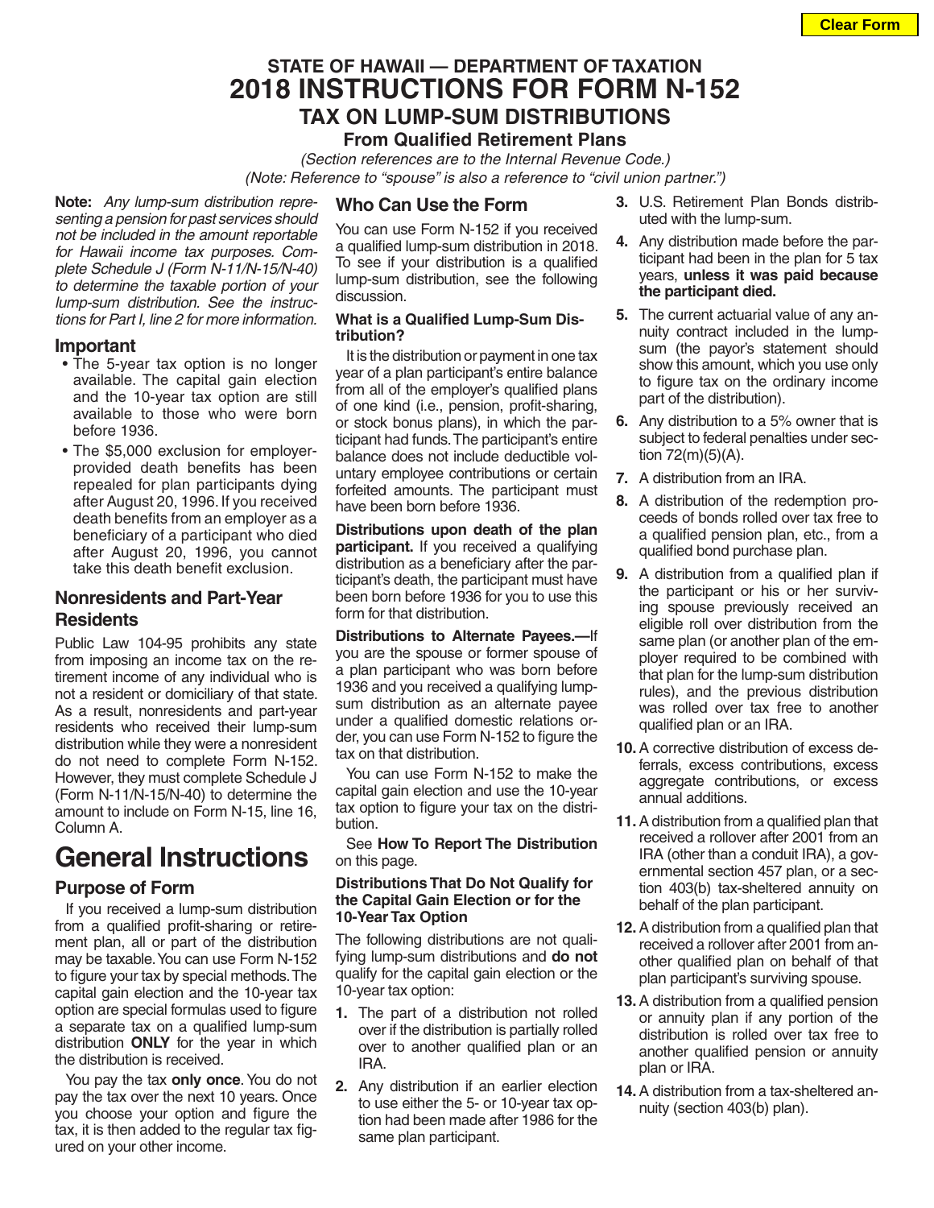# STATE OF HAWAII — DEPARTMENT OF TAXATION
# 2018 INSTRUCTIONS FOR FORM N-152
## TAX ON LUMP-SUM DISTRIBUTIONS
### From Qualified Retirement Plans

*(Section references are to the Internal Revenue Code.)*
*(Note: Reference to "spouse" is also a reference to "civil union partner.")*

**Note:** *Any lump-sum distribution representing a pension for past services should not be included in the amount reportable for Hawaii income tax purposes. Complete Schedule J (Form N-11/N-15/N-40) to determine the taxable portion of your lump-sum distribution. See the instructions for Part I, line 2 for more information.*

### Important

- The 5-year tax option is no longer available. The capital gain election and the 10-year tax option are still available to those who were born before 1936.
- The $5,000 exclusion for employer-provided death benefits has been repealed for plan participants dying after August 20, 1996. If you received death benefits from an employer as a beneficiary of a participant who died after August 20, 1996, you cannot take this death benefit exclusion.

### Nonresidents and Part-Year Residents

Public Law 104-95 prohibits any state from imposing an income tax on the retirement income of any individual who is not a resident or domiciliary of that state. As a result, nonresidents and part-year residents who received their lump-sum distribution while they were a nonresident do not need to complete Form N-152. However, they must complete Schedule J (Form N-11/N-15/N-40) to determine the amount to include on Form N-15, line 16, Column A.

# General Instructions

### Purpose of Form

If you received a lump-sum distribution from a qualified profit-sharing or retirement plan, all or part of the distribution may be taxable. You can use Form N-152 to figure your tax by special methods. The capital gain election and the 10-year tax option are special formulas used to figure a separate tax on a qualified lump-sum distribution **ONLY** for the year in which the distribution is received.

You pay the tax **only once**. You do not pay the tax over the next 10 years. Once you choose your option and figure the tax, it is then added to the regular tax figured on your other income.

### Who Can Use the Form

You can use Form N-152 if you received a qualified lump-sum distribution in 2018. To see if your distribution is a qualified lump-sum distribution, see the following discussion.

#### What is a Qualified Lump-Sum Distribution?

It is the distribution or payment in one tax year of a plan participant's entire balance from all of the employer's qualified plans of one kind (i.e., pension, profit-sharing, or stock bonus plans), in which the participant had funds. The participant's entire balance does not include deductible voluntary employee contributions or certain forfeited amounts. The participant must have been born before 1936.

**Distributions upon death of the plan participant.** If you received a qualifying distribution as a beneficiary after the participant's death, the participant must have been born before 1936 for you to use this form for that distribution.

**Distributions to Alternate Payees.—**If you are the spouse or former spouse of a plan participant who was born before 1936 and you received a qualifying lump-sum distribution as an alternate payee under a qualified domestic relations order, you can use Form N-152 to figure the tax on that distribution.

You can use Form N-152 to make the capital gain election and use the 10-year tax option to figure your tax on the distribution.

See **How To Report The Distribution** on this page.

#### Distributions That Do Not Qualify for the Capital Gain Election or for the 10-Year Tax Option

The following distributions are not qualifying lump-sum distributions and **do not** qualify for the capital gain election or the 10-year tax option:

1. The part of a distribution not rolled over if the distribution is partially rolled over to another qualified plan or an IRA.
2. Any distribution if an earlier election to use either the 5- or 10-year tax option had been made after 1986 for the same plan participant.
3. U.S. Retirement Plan Bonds distributed with the lump-sum.
4. Any distribution made before the participant had been in the plan for 5 tax years, **unless it was paid because the participant died.**
5. The current actuarial value of any annuity contract included in the lump-sum (the payor's statement should show this amount, which you use only to figure tax on the ordinary income part of the distribution).
6. Any distribution to a 5% owner that is subject to federal penalties under section 72(m)(5)(A).
7. A distribution from an IRA.
8. A distribution of the redemption proceeds of bonds rolled over tax free to a qualified pension plan, etc., from a qualified bond purchase plan.
9. A distribution from a qualified plan if the participant or his or her surviving spouse previously received an eligible roll over distribution from the same plan (or another plan of the employer required to be combined with that plan for the lump-sum distribution rules), and the previous distribution was rolled over tax free to another qualified plan or an IRA.
10. A corrective distribution of excess deferrals, excess contributions, excess aggregate contributions, or excess annual additions.
11. A distribution from a qualified plan that received a rollover after 2001 from an IRA (other than a conduit IRA), a governmental section 457 plan, or a section 403(b) tax-sheltered annuity on behalf of the plan participant.
12. A distribution from a qualified plan that received a rollover after 2001 from another qualified plan on behalf of that plan participant's surviving spouse.
13. A distribution from a qualified pension or annuity plan if any portion of the distribution is rolled over tax free to another qualified pension or annuity plan or IRA.
14. A distribution from a tax-sheltered annuity (section 403(b) plan).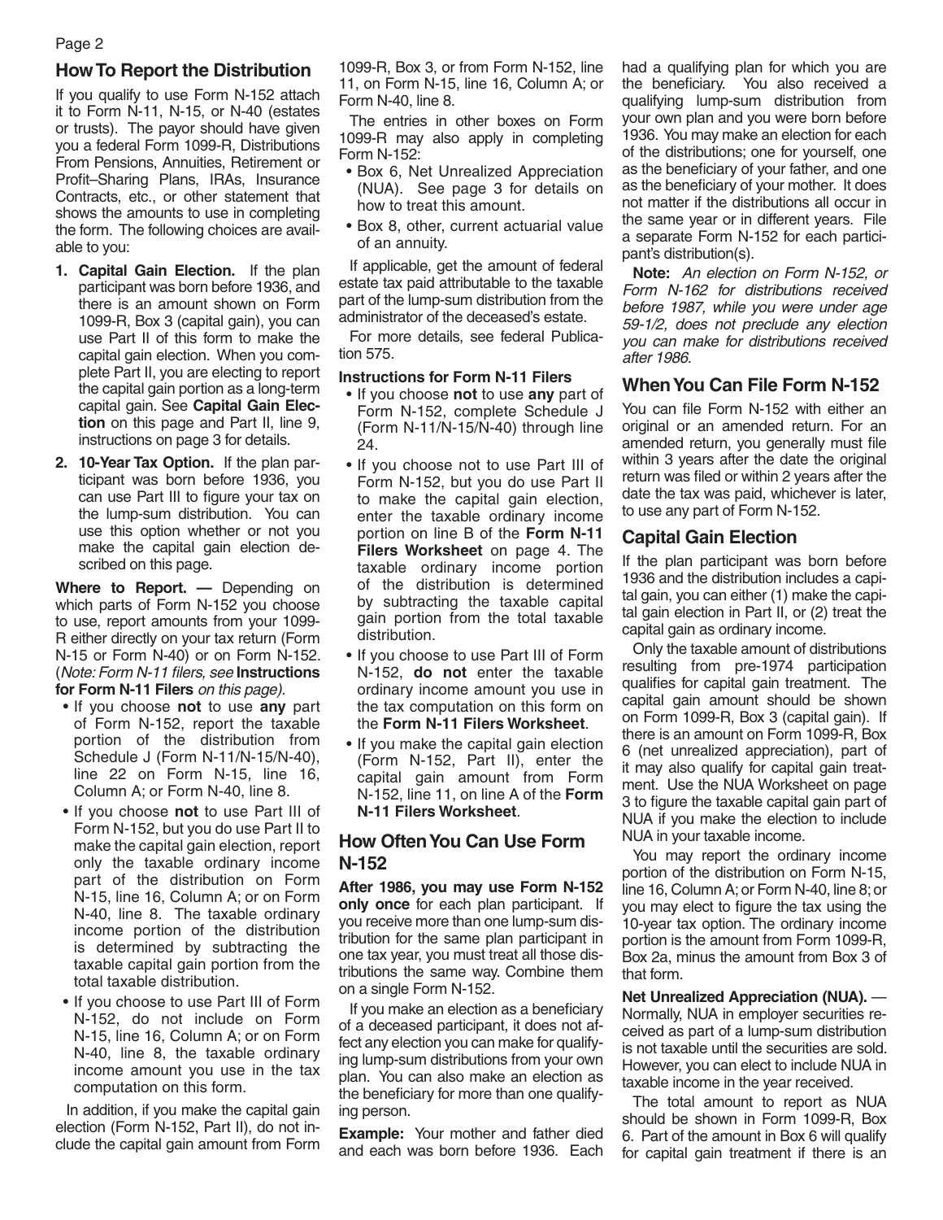## How To Report the Distribution

If you qualify to use Form N-152 attach it to Form N-11, N-15, or N-40 (estates or trusts). The payor should have given you a federal Form 1099-R, Distributions From Pensions, Annuities, Retirement or Profit–Sharing Plans, IRAs, Insurance Contracts, etc., or other statement that shows the amounts to use in completing the form. The following choices are available to you:

1. **Capital Gain Election.** If the plan participant was born before 1936, and there is an amount shown on Form 1099-R, Box 3 (capital gain), you can use Part II of this form to make the capital gain election. When you complete Part II, you are electing to report the capital gain portion as a long-term capital gain. See **Capital Gain Election** on this page and Part II, line 9, instructions on page 3 for details.
2. **10-Year Tax Option.** If the plan participant was born before 1936, you can use Part III to figure your tax on the lump-sum distribution. You can use this option whether or not you make the capital gain election described on this page.

**Where to Report. —** Depending on which parts of Form N-152 you choose to use, report amounts from your 1099-R either directly on your tax return (Form N-15 or Form N-40) or on Form N-152. (*Note: Form N-11 filers, see* **Instructions for Form N-11 Filers** *on this page).*

- If you choose **not** to use **any** part of Form N-152, report the taxable portion of the distribution from Schedule J (Form N-11/N-15/N-40), line 22 on Form N-15, line 16, Column A; or Form N-40, line 8.
- If you choose **not** to use Part III of Form N-152, but you do use Part II to make the capital gain election, report only the taxable ordinary income part of the distribution on Form N-15, line 16, Column A; or on Form N-40, line 8. The taxable ordinary income portion of the distribution is determined by subtracting the taxable capital gain portion from the total taxable distribution.
- If you choose to use Part III of Form N-152, do not include on Form N-15, line 16, Column A; or on Form N-40, line 8, the taxable ordinary income amount you use in the tax computation on this form.

In addition, if you make the capital gain election (Form N-152, Part II), do not include the capital gain amount from Form 1099-R, Box 3, or from Form N-152, line 11, on Form N-15, line 16, Column A; or Form N-40, line 8.

The entries in other boxes on Form 1099-R may also apply in completing Form N-152:

- Box 6, Net Unrealized Appreciation (NUA). See page 3 for details on how to treat this amount.
- Box 8, other, current actuarial value of an annuity.

If applicable, get the amount of federal estate tax paid attributable to the taxable part of the lump-sum distribution from the administrator of the deceased's estate.

For more details, see federal Publication 575.

**Instructions for Form N-11 Filers**

- If you choose **not** to use **any** part of Form N-152, complete Schedule J (Form N-11/N-15/N-40) through line 24.
- If you choose not to use Part III of Form N-152, but you do use Part II to make the capital gain election, enter the taxable ordinary income portion on line B of the **Form N-11 Filers Worksheet** on page 4. The taxable ordinary income portion of the distribution is determined by subtracting the taxable capital gain portion from the total taxable distribution.
- If you choose to use Part III of Form N-152, **do not** enter the taxable ordinary income amount you use in the tax computation on this form on the **Form N-11 Filers Worksheet**.
- If you make the capital gain election (Form N-152, Part II), enter the capital gain amount from Form N-152, line 11, on line A of the **Form N-11 Filers Worksheet**.

## How Often You Can Use Form N-152

**After 1986, you may use Form N-152 only once** for each plan participant. If you receive more than one lump-sum distribution for the same plan participant in one tax year, you must treat all those distributions the same way. Combine them on a single Form N-152.

If you make an election as a beneficiary of a deceased participant, it does not affect any election you can make for qualifying lump-sum distributions from your own plan. You can also make an election as the beneficiary for more than one qualifying person.

**Example:** Your mother and father died and each was born before 1936. Each had a qualifying plan for which you are the beneficiary. You also received a qualifying lump-sum distribution from your own plan and you were born before 1936. You may make an election for each of the distributions; one for yourself, one as the beneficiary of your father, and one as the beneficiary of your mother. It does not matter if the distributions all occur in the same year or in different years. File a separate Form N-152 for each participant's distribution(s).

**Note:** *An election on Form N-152, or Form N-162 for distributions received before 1987, while you were under age 59-1/2, does not preclude any election you can make for distributions received after 1986.*

## When You Can File Form N-152

You can file Form N-152 with either an original or an amended return. For an amended return, you generally must file within 3 years after the date the original return was filed or within 2 years after the date the tax was paid, whichever is later, to use any part of Form N-152.

## Capital Gain Election

If the plan participant was born before 1936 and the distribution includes a capital gain, you can either (1) make the capital gain election in Part II, or (2) treat the capital gain as ordinary income.

Only the taxable amount of distributions resulting from pre-1974 participation qualifies for capital gain treatment. The capital gain amount should be shown on Form 1099-R, Box 3 (capital gain). If there is an amount on Form 1099-R, Box 6 (net unrealized appreciation), part of it may also qualify for capital gain treatment. Use the NUA Worksheet on page 3 to figure the taxable capital gain part of NUA if you make the election to include NUA in your taxable income.

You may report the ordinary income portion of the distribution on Form N-15, line 16, Column A; or Form N-40, line 8; or you may elect to figure the tax using the 10-year tax option. The ordinary income portion is the amount from Form 1099-R, Box 2a, minus the amount from Box 3 of that form.

**Net Unrealized Appreciation (NUA).** — Normally, NUA in employer securities received as part of a lump-sum distribution is not taxable until the securities are sold. However, you can elect to include NUA in taxable income in the year received.

The total amount to report as NUA should be shown in Form 1099-R, Box 6. Part of the amount in Box 6 will qualify for capital gain treatment if there is an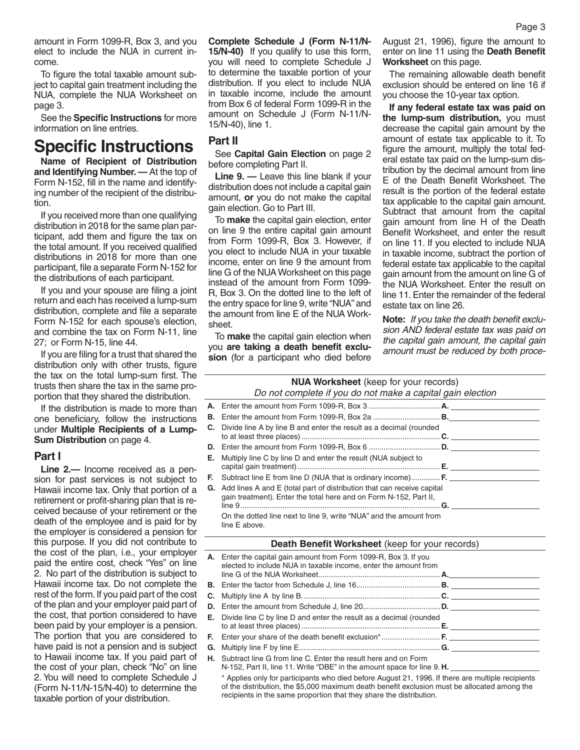amount in Form 1099-R, Box 3, and you elect to include the NUA in current income.

To figure the total taxable amount subject to capital gain treatment including the NUA, complete the NUA Worksheet on page 3.

See the **Specific Instructions** for more information on line entries.

# Specific Instructions

**Name of Recipient of Distribution and Identifying Number. —** At the top of Form N-152, fill in the name and identifying number of the recipient of the distribution.

If you received more than one qualifying distribution in 2018 for the same plan participant, add them and figure the tax on the total amount. If you received qualified distributions in 2018 for more than one participant, file a separate Form N-152 for the distributions of each participant.

If you and your spouse are filing a joint return and each has received a lump-sum distribution, complete and file a separate Form N-152 for each spouse's election, and combine the tax on Form N-11, line 27; or Form N-15, line 44.

If you are filing for a trust that shared the distribution only with other trusts, figure the tax on the total lump-sum first. The trusts then share the tax in the same proportion that they shared the distribution.

If the distribution is made to more than one beneficiary, follow the instructions under **Multiple Recipients of a Lump-Sum Distribution** on page 4.

## Part I

**Line 2.—** Income received as a pension for past services is not subject to Hawaii income tax. Only that portion of a retirement or profit-sharing plan that is received because of your retirement or the death of the employee and is paid for by the employer is considered a pension for this purpose. If you did not contribute to the cost of the plan, i.e., your employer paid the entire cost, check "Yes" on line 2. No part of the distribution is subject to Hawaii income tax. Do not complete the rest of the form. If you paid part of the cost of the plan and your employer paid part of the cost, that portion considered to have been paid by your employer is a pension. The portion that you are considered to have paid is not a pension and is subject to Hawaii income tax. If you paid part of the cost of your plan, check "No" on line 2. You will need to complete Schedule J (Form N-11/N-15/N-40) to determine the taxable portion of your distribution.

**Complete Schedule J (Form N-11/N-15/N-40)** If you qualify to use this form, you will need to complete Schedule J to determine the taxable portion of your distribution. If you elect to include NUA in taxable income, include the amount from Box 6 of federal Form 1099-R in the amount on Schedule J (Form N-11/N-15/N-40), line 1.

## Part II

See **Capital Gain Election** on page 2 before completing Part II.

**Line 9. —** Leave this line blank if your distribution does not include a capital gain amount, **or** you do not make the capital gain election. Go to Part III.

To **make** the capital gain election, enter on line 9 the entire capital gain amount from Form 1099-R, Box 3. However, if you elect to include NUA in your taxable income, enter on line 9 the amount from line G of the NUA Worksheet on this page instead of the amount from Form 1099-R, Box 3. On the dotted line to the left of the entry space for line 9, write "NUA" and the amount from line E of the NUA Worksheet.

To **make** the capital gain election when you **are taking a death benefit exclusion** (for a participant who died before August 21, 1996), figure the amount to enter on line 11 using the **Death Benefit Worksheet** on this page.

The remaining allowable death benefit exclusion should be entered on line 16 if you choose the 10-year tax option.

**If any federal estate tax was paid on the lump-sum distribution,** you must decrease the capital gain amount by the amount of estate tax applicable to it. To figure the amount, multiply the total federal estate tax paid on the lump-sum distribution by the decimal amount from line E of the Death Benefit Worksheet. The result is the portion of the federal estate tax applicable to the capital gain amount. Subtract that amount from the capital gain amount from line H of the Death Benefit Worksheet, and enter the result on line 11. If you elected to include NUA in taxable income, subtract the portion of federal estate tax applicable to the capital gain amount from the amount on line G of the NUA Worksheet. Enter the result on line 11. Enter the remainder of the federal estate tax on line 26.

**Note:** *If you take the death benefit exclusion AND federal estate tax was paid on the capital gain amount, the capital gain amount must be reduced by both proce-*

**NUA Worksheet** (keep for your records)
*Do not complete if you do not make a capital gain election*

| | | | |
|---|---|---|---|
| **A.** | Enter the amount from Form 1099-R, Box 3 | **A.** | |
| **B.** | Enter the amount from Form 1099-R, Box 2a | **B.** | |
| **C.** | Divide line A by line B and enter the result as a decimal (rounded to at least three places) | **C.** | |
| **D.** | Enter the amount from Form 1099-R, Box 6 | **D.** | |
| **E.** | Multiply line C by line D and enter the result (NUA subject to capital gain treatment) | **E.** | |
| **F.** | Subtract line E from line D (NUA that is ordinary income) | **F.** | |
| **G.** | Add lines A and E (total part of distribution that can receive capital gain treatment). Enter the total here and on Form N-152, Part II, line 9 | **G.** | |
| | On the dotted line next to line 9, write "NUA" and the amount from line E above. | | |

**Death Benefit Worksheet** (keep for your records)

| | | | |
|---|---|---|---|
| **A.** | Enter the capital gain amount from Form 1099-R, Box 3. If you elected to include NUA in taxable income, enter the amount from line G of the NUA Worksheet | **A.** | |
| **B.** | Enter the factor from Schedule J, line 16 | **B.** | |
| **C.** | Multiply line A by line B | **C.** | |
| **D.** | Enter the amount from Schedule J, line 20 | **D.** | |
| **E.** | Divide line C by line D and enter the result as a decimal (rounded to at least three places) | **E.** | |
| **F.** | Enter your share of the death benefit exclusion* | **F.** | |
| **G.** | Multiply line F by line E | **G.** | |
| **H.** | Subtract line G from line C. Enter the result here and on Form N-152, Part II, line 11. Write "DBE" in the amount space for line 9. | **H.** | |

\* Applies only for participants who died before August 21, 1996. If there are multiple recipients of the distribution, the $5,000 maximum death benefit exclusion must be allocated among the recipients in the same proportion that they share the distribution.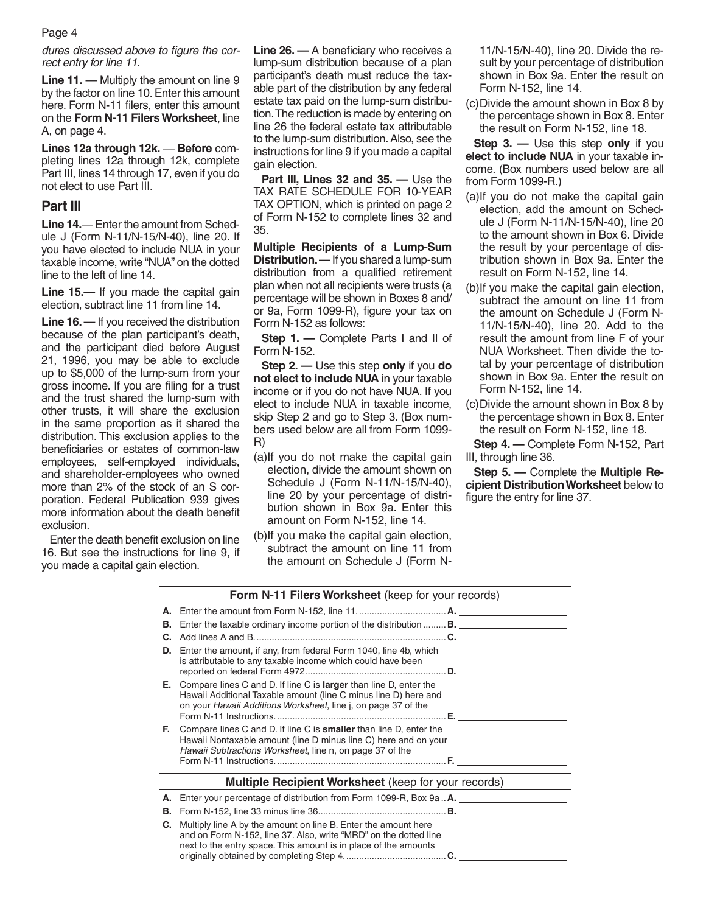*dures discussed above to figure the correct entry for line 11.*

**Line 11.** — Multiply the amount on line 9 by the factor on line 10. Enter this amount here. Form N-11 filers, enter this amount on the **Form N-11 Filers Worksheet**, line A, on page 4.

**Lines 12a through 12k.** — **Before** completing lines 12a through 12k, complete Part III, lines 14 through 17, even if you do not elect to use Part III.

## Part III

**Line 14.**— Enter the amount from Schedule J (Form N-11/N-15/N-40), line 20. If you have elected to include NUA in your taxable income, write "NUA" on the dotted line to the left of line 14.

**Line 15.—** If you made the capital gain election, subtract line 11 from line 14.

**Line 16. —** If you received the distribution because of the plan participant's death, and the participant died before August 21, 1996, you may be able to exclude up to $5,000 of the lump-sum from your gross income. If you are filing for a trust and the trust shared the lump-sum with other trusts, it will share the exclusion in the same proportion as it shared the distribution. This exclusion applies to the beneficiaries or estates of common-law employees, self-employed individuals, and shareholder-employees who owned more than 2% of the stock of an S corporation. Federal Publication 939 gives more information about the death benefit exclusion.

Enter the death benefit exclusion on line 16. But see the instructions for line 9, if you made a capital gain election.

**Line 26. —** A beneficiary who receives a lump-sum distribution because of a plan participant's death must reduce the taxable part of the distribution by any federal estate tax paid on the lump-sum distribution. The reduction is made by entering on line 26 the federal estate tax attributable to the lump-sum distribution. Also, see the instructions for line 9 if you made a capital gain election.

**Part III, Lines 32 and 35. —** Use the TAX RATE SCHEDULE FOR 10-YEAR TAX OPTION, which is printed on page 2 of Form N-152 to complete lines 32 and 35.

**Multiple Recipients of a Lump-Sum Distribution. —** If you shared a lump-sum distribution from a qualified retirement plan when not all recipients were trusts (a percentage will be shown in Boxes 8 and/or 9a, Form 1099-R), figure your tax on Form N-152 as follows:

**Step 1. —** Complete Parts I and II of Form N-152.

**Step 2. —** Use this step **only** if you **do not elect to include NUA** in your taxable income or if you do not have NUA. If you elect to include NUA in taxable income, skip Step 2 and go to Step 3. (Box numbers used below are all from Form 1099-R)

(a) If you do not make the capital gain election, divide the amount shown on Schedule J (Form N-11/N-15/N-40), line 20 by your percentage of distribution shown in Box 9a. Enter this amount on Form N-152, line 14.

(b) If you make the capital gain election, subtract the amount on line 11 from the amount on Schedule J (Form N-11/N-15/N-40), line 20. Divide the result by your percentage of distribution shown in Box 9a. Enter the result on Form N-152, line 14.

(c) Divide the amount shown in Box 8 by the percentage shown in Box 8. Enter the result on Form N-152, line 18.

**Step 3. —** Use this step **only** if you **elect to include NUA** in your taxable income. (Box numbers used below are all from Form 1099-R.)

(a) If you do not make the capital gain election, add the amount on Schedule J (Form N-11/N-15/N-40), line 20 to the amount shown in Box 6. Divide the result by your percentage of distribution shown in Box 9a. Enter the result on Form N-152, line 14.

(b) If you make the capital gain election, subtract the amount on line 11 from the amount on Schedule J (Form N-11/N-15/N-40), line 20. Add to the result the amount from line F of your NUA Worksheet. Then divide the total by your percentage of distribution shown in Box 9a. Enter the result on Form N-152, line 14.

(c) Divide the amount shown in Box 8 by the percentage shown in Box 8. Enter the result on Form N-152, line 18.

**Step 4. —** Complete Form N-152, Part III, through line 36.

**Step 5. —** Complete the **Multiple Recipient Distribution Worksheet** below to figure the entry for line 37.

**Form N-11 Filers Worksheet** (keep for your records)

| | | | |
|---|---|---|---|
| **A.** | Enter the amount from Form N-152, line 11 | **A.** | |
| **B.** | Enter the taxable ordinary income portion of the distribution | **B.** | |
| **C.** | Add lines A and B | **C.** | |
| **D.** | Enter the amount, if any, from federal Form 1040, line 4b, which is attributable to any taxable income which could have been reported on federal Form 4972 | **D.** | |
| **E.** | Compare lines C and D. If line C is **larger** than line D, enter the Hawaii Additional Taxable amount (line C minus line D) here and on your *Hawaii Additions Worksheet*, line j, on page 37 of the Form N-11 Instructions | **E.** | |
| **F.** | Compare lines C and D. If line C is **smaller** than line D, enter the Hawaii Nontaxable amount (line D minus line C) here and on your *Hawaii Subtractions Worksheet*, line n, on page 37 of the Form N-11 Instructions | **F.** | |

**Multiple Recipient Worksheet** (keep for your records)

| | | | |
|---|---|---|---|
| **A.** | Enter your percentage of distribution from Form 1099-R, Box 9a | **A.** | |
| **B.** | Form N-152, line 33 minus line 36 | **B.** | |
| **C.** | Multiply line A by the amount on line B. Enter the amount here and on Form N-152, line 37. Also, write "MRD" on the dotted line next to the entry space. This amount is in place of the amounts originally obtained by completing Step 4 | **C.** | |